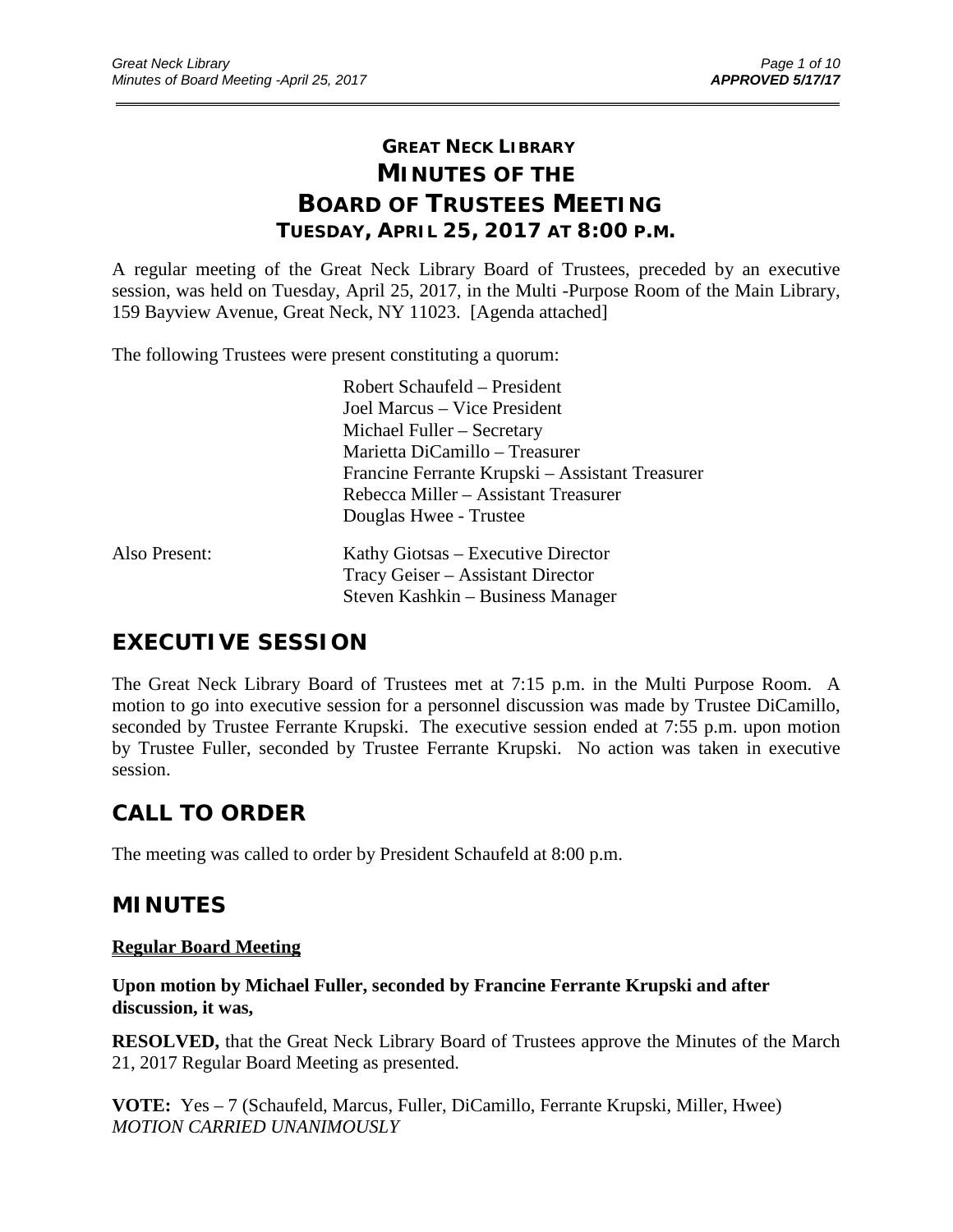# GREAT NECK LIBRARY
# MINUTES OF THE BOARD OF TRUSTEES MEETING
## TUESDAY, APRIL 25, 2017 AT 8:00 P.M.

A regular meeting of the Great Neck Library Board of Trustees, preceded by an executive session, was held on Tuesday, April 25, 2017, in the Multi -Purpose Room of the Main Library, 159 Bayview Avenue, Great Neck, NY 11023. [Agenda attached]

The following Trustees were present constituting a quorum:

Robert Schaufeld – President
Joel Marcus – Vice President
Michael Fuller – Secretary
Marietta DiCamillo – Treasurer
Francine Ferrante Krupski – Assistant Treasurer
Rebecca Miller – Assistant Treasurer
Douglas Hwee - Trustee

Also Present:

Kathy Giotsas – Executive Director
Tracy Geiser – Assistant Director
Steven Kashkin – Business Manager

## EXECUTIVE SESSION

The Great Neck Library Board of Trustees met at 7:15 p.m. in the Multi Purpose Room. A motion to go into executive session for a personnel discussion was made by Trustee DiCamillo, seconded by Trustee Ferrante Krupski. The executive session ended at 7:55 p.m. upon motion by Trustee Fuller, seconded by Trustee Ferrante Krupski. No action was taken in executive session.

## CALL TO ORDER

The meeting was called to order by President Schaufeld at 8:00 p.m.

## MINUTES

**Regular Board Meeting**

**Upon motion by Michael Fuller, seconded by Francine Ferrante Krupski and after discussion, it was,**

**RESOLVED,** that the Great Neck Library Board of Trustees approve the Minutes of the March 21, 2017 Regular Board Meeting as presented.

**VOTE:** Yes – 7 (Schaufeld, Marcus, Fuller, DiCamillo, Ferrante Krupski, Miller, Hwee)
*MOTION CARRIED UNANIMOUSLY*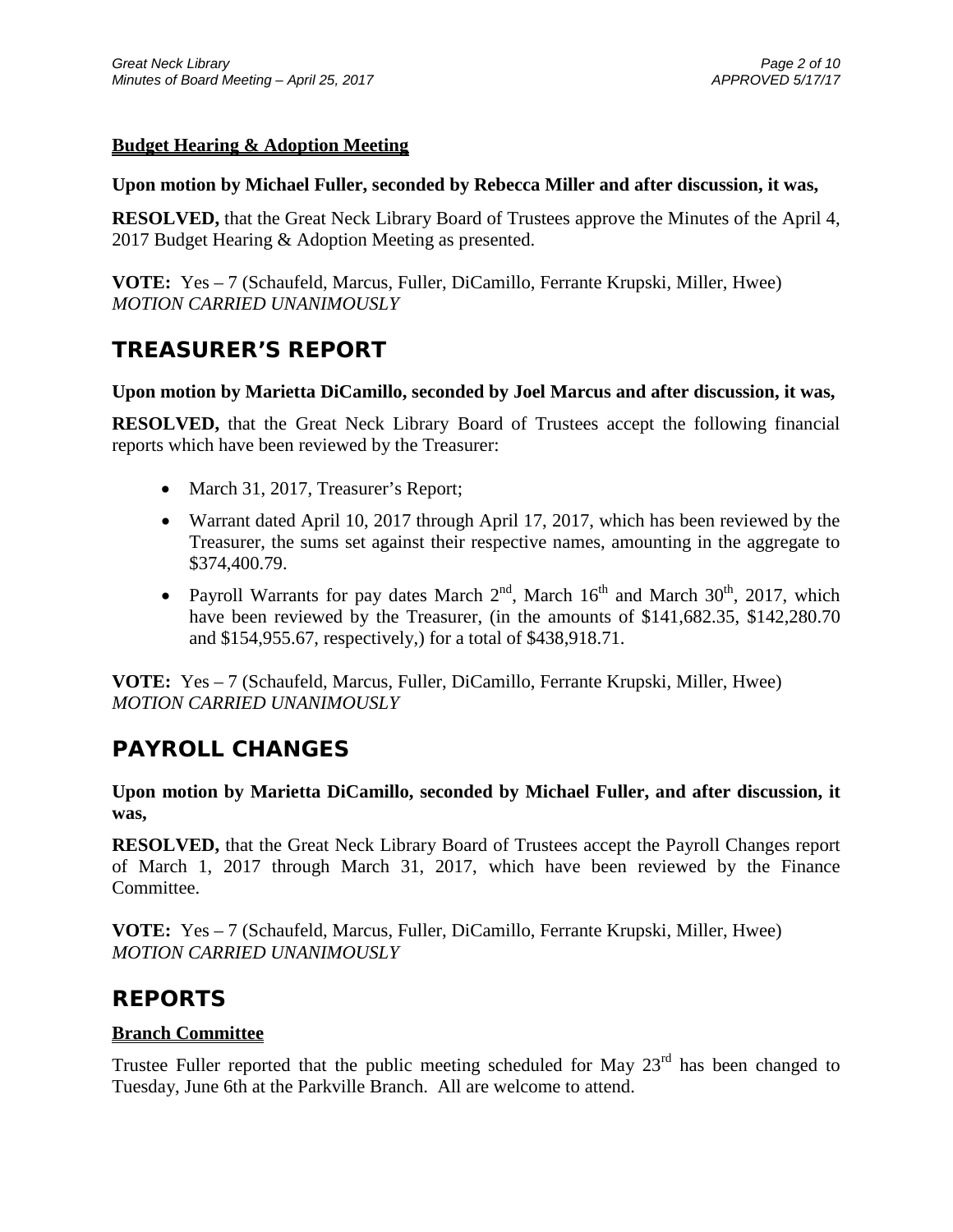**Budget Hearing & Adoption Meeting**

**Upon motion by Michael Fuller, seconded by Rebecca Miller and after discussion, it was,**

**RESOLVED,** that the Great Neck Library Board of Trustees approve the Minutes of the April 4, 2017 Budget Hearing & Adoption Meeting as presented.

**VOTE:** Yes – 7 (Schaufeld, Marcus, Fuller, DiCamillo, Ferrante Krupski, Miller, Hwee)
*MOTION CARRIED UNANIMOUSLY*

## TREASURER'S REPORT

**Upon motion by Marietta DiCamillo, seconded by Joel Marcus and after discussion, it was,**

**RESOLVED,** that the Great Neck Library Board of Trustees accept the following financial reports which have been reviewed by the Treasurer:

- March 31, 2017, Treasurer's Report;
- Warrant dated April 10, 2017 through April 17, 2017, which has been reviewed by the Treasurer, the sums set against their respective names, amounting in the aggregate to \$374,400.79.
- Payroll Warrants for pay dates March 2nd, March 16th and March 30th, 2017, which have been reviewed by the Treasurer, (in the amounts of \$141,682.35, \$142,280.70 and \$154,955.67, respectively,) for a total of \$438,918.71.

**VOTE:** Yes – 7 (Schaufeld, Marcus, Fuller, DiCamillo, Ferrante Krupski, Miller, Hwee)
*MOTION CARRIED UNANIMOUSLY*

## PAYROLL CHANGES

**Upon motion by Marietta DiCamillo, seconded by Michael Fuller, and after discussion, it was,**

**RESOLVED,** that the Great Neck Library Board of Trustees accept the Payroll Changes report of March 1, 2017 through March 31, 2017, which have been reviewed by the Finance Committee.

**VOTE:** Yes – 7 (Schaufeld, Marcus, Fuller, DiCamillo, Ferrante Krupski, Miller, Hwee)
*MOTION CARRIED UNANIMOUSLY*

## REPORTS

**Branch Committee**

Trustee Fuller reported that the public meeting scheduled for May 23rd has been changed to Tuesday, June 6th at the Parkville Branch. All are welcome to attend.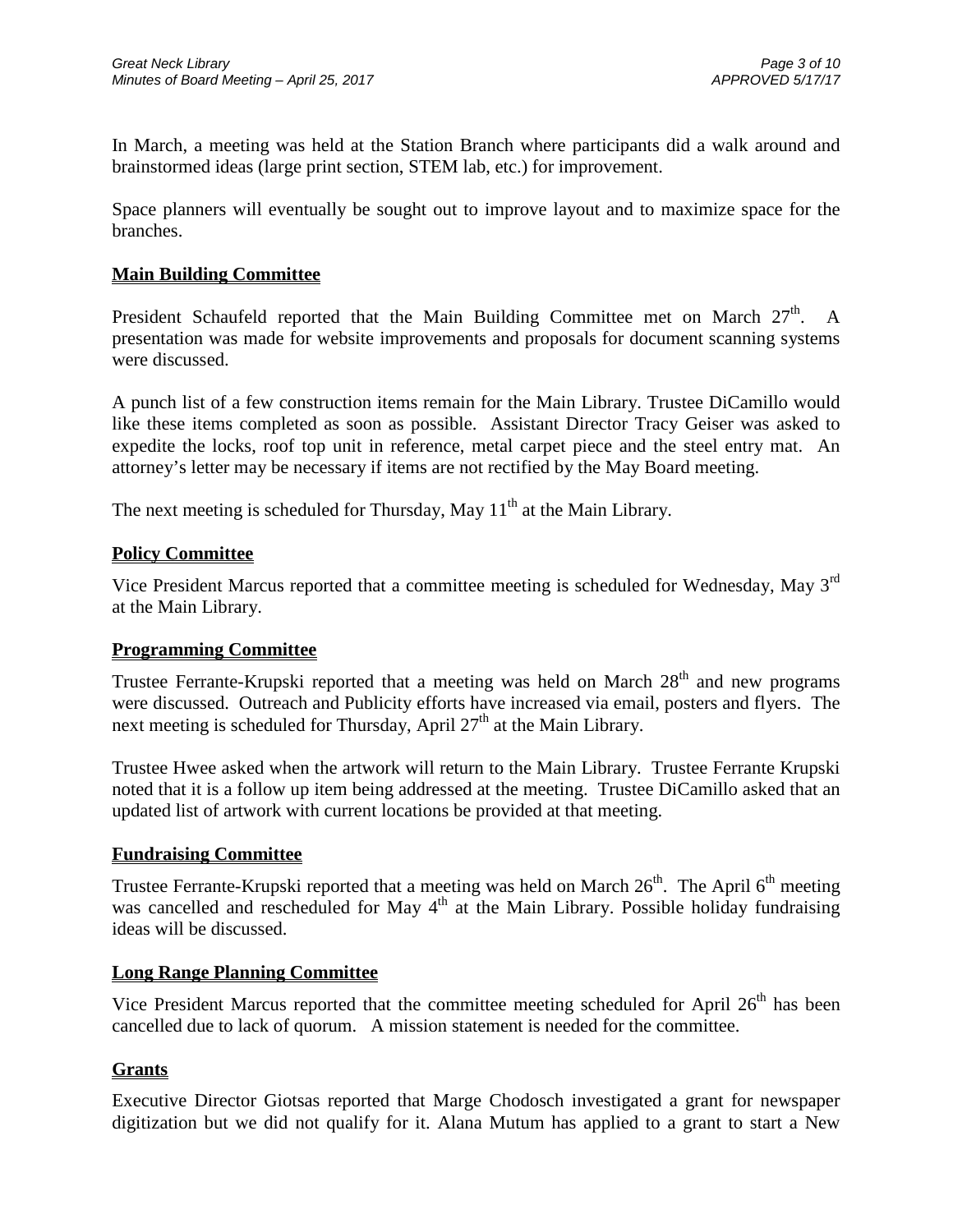In March, a meeting was held at the Station Branch where participants did a walk around and brainstormed ideas (large print section, STEM lab, etc.) for improvement.

Space planners will eventually be sought out to improve layout and to maximize space for the branches.

## Main Building Committee

President Schaufeld reported that the Main Building Committee met on March 27th. A presentation was made for website improvements and proposals for document scanning systems were discussed.

A punch list of a few construction items remain for the Main Library. Trustee DiCamillo would like these items completed as soon as possible. Assistant Director Tracy Geiser was asked to expedite the locks, roof top unit in reference, metal carpet piece and the steel entry mat. An attorney's letter may be necessary if items are not rectified by the May Board meeting.

The next meeting is scheduled for Thursday, May 11th at the Main Library.

## Policy Committee

Vice President Marcus reported that a committee meeting is scheduled for Wednesday, May 3rd at the Main Library.

## Programming Committee

Trustee Ferrante-Krupski reported that a meeting was held on March 28th and new programs were discussed. Outreach and Publicity efforts have increased via email, posters and flyers. The next meeting is scheduled for Thursday, April 27th at the Main Library.

Trustee Hwee asked when the artwork will return to the Main Library. Trustee Ferrante Krupski noted that it is a follow up item being addressed at the meeting. Trustee DiCamillo asked that an updated list of artwork with current locations be provided at that meeting.

## Fundraising Committee

Trustee Ferrante-Krupski reported that a meeting was held on March 26th. The April 6th meeting was cancelled and rescheduled for May 4th at the Main Library. Possible holiday fundraising ideas will be discussed.

## Long Range Planning Committee

Vice President Marcus reported that the committee meeting scheduled for April 26th has been cancelled due to lack of quorum. A mission statement is needed for the committee.

## Grants

Executive Director Giotsas reported that Marge Chodosch investigated a grant for newspaper digitization but we did not qualify for it. Alana Mutum has applied to a grant to start a New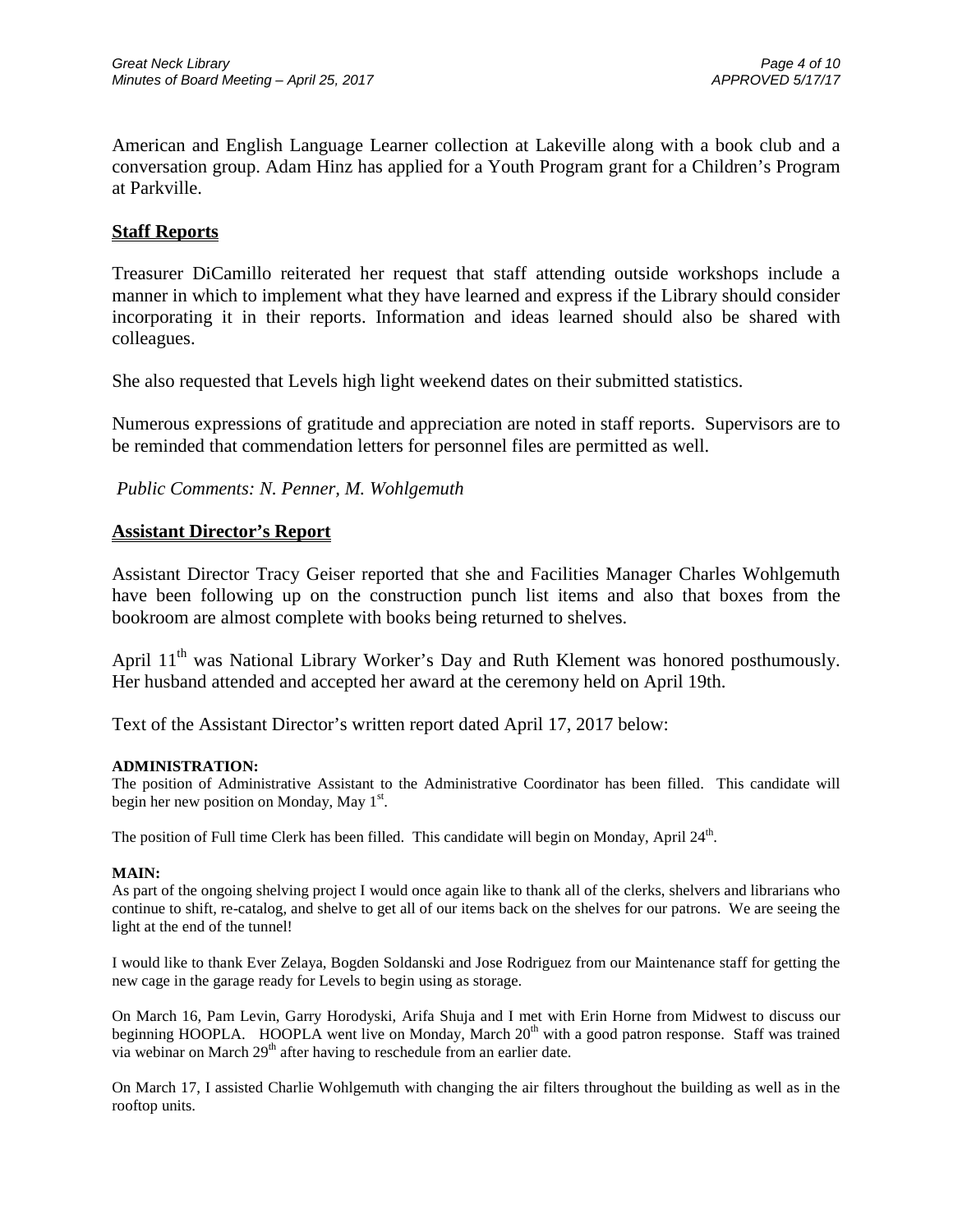American and English Language Learner collection at Lakeville along with a book club and a conversation group. Adam Hinz has applied for a Youth Program grant for a Children's Program at Parkville.

## Staff Reports

Treasurer DiCamillo reiterated her request that staff attending outside workshops include a manner in which to implement what they have learned and express if the Library should consider incorporating it in their reports. Information and ideas learned should also be shared with colleagues.

She also requested that Levels high light weekend dates on their submitted statistics.

Numerous expressions of gratitude and appreciation are noted in staff reports. Supervisors are to be reminded that commendation letters for personnel files are permitted as well.

*Public Comments: N. Penner, M. Wohlgemuth*

## Assistant Director's Report

Assistant Director Tracy Geiser reported that she and Facilities Manager Charles Wohlgemuth have been following up on the construction punch list items and also that boxes from the bookroom are almost complete with books being returned to shelves.

April 11th was National Library Worker's Day and Ruth Klement was honored posthumously. Her husband attended and accepted her award at the ceremony held on April 19th.

Text of the Assistant Director's written report dated April 17, 2017 below:

**ADMINISTRATION:**

The position of Administrative Assistant to the Administrative Coordinator has been filled. This candidate will begin her new position on Monday, May 1st.

The position of Full time Clerk has been filled. This candidate will begin on Monday, April 24th.

**MAIN:**

As part of the ongoing shelving project I would once again like to thank all of the clerks, shelvers and librarians who continue to shift, re-catalog, and shelve to get all of our items back on the shelves for our patrons. We are seeing the light at the end of the tunnel!

I would like to thank Ever Zelaya, Bogden Soldanski and Jose Rodriguez from our Maintenance staff for getting the new cage in the garage ready for Levels to begin using as storage.

On March 16, Pam Levin, Garry Horodyski, Arifa Shuja and I met with Erin Horne from Midwest to discuss our beginning HOOPLA. HOOPLA went live on Monday, March 20th with a good patron response. Staff was trained via webinar on March 29th after having to reschedule from an earlier date.

On March 17, I assisted Charlie Wohlgemuth with changing the air filters throughout the building as well as in the rooftop units.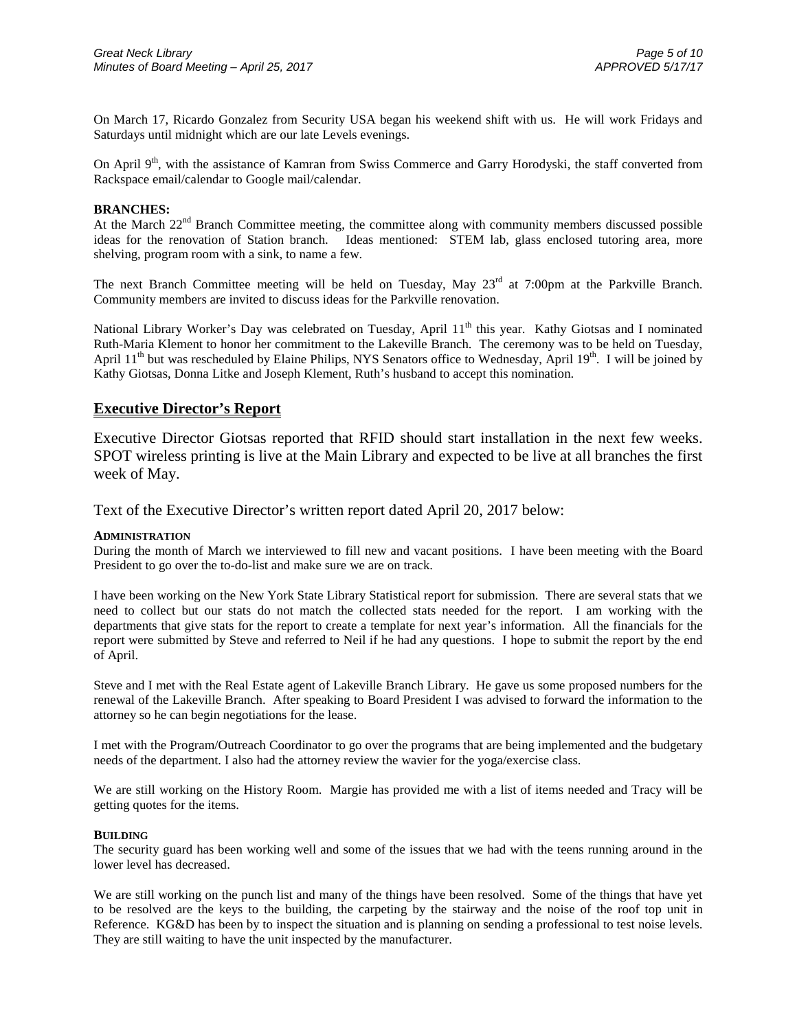On March 17, Ricardo Gonzalez from Security USA began his weekend shift with us. He will work Fridays and Saturdays until midnight which are our late Levels evenings.

On April 9th, with the assistance of Kamran from Swiss Commerce and Garry Horodyski, the staff converted from Rackspace email/calendar to Google mail/calendar.

**BRANCHES:**

At the March 22nd Branch Committee meeting, the committee along with community members discussed possible ideas for the renovation of Station branch. Ideas mentioned: STEM lab, glass enclosed tutoring area, more shelving, program room with a sink, to name a few.

The next Branch Committee meeting will be held on Tuesday, May 23rd at 7:00pm at the Parkville Branch. Community members are invited to discuss ideas for the Parkville renovation.

National Library Worker's Day was celebrated on Tuesday, April 11th this year. Kathy Giotsas and I nominated Ruth-Maria Klement to honor her commitment to the Lakeville Branch. The ceremony was to be held on Tuesday, April 11th but was rescheduled by Elaine Philips, NYS Senators office to Wednesday, April 19th. I will be joined by Kathy Giotsas, Donna Litke and Joseph Klement, Ruth's husband to accept this nomination.

## Executive Director's Report

Executive Director Giotsas reported that RFID should start installation in the next few weeks. SPOT wireless printing is live at the Main Library and expected to be live at all branches the first week of May.

Text of the Executive Director's written report dated April 20, 2017 below:

**ADMINISTRATION**

During the month of March we interviewed to fill new and vacant positions. I have been meeting with the Board President to go over the to-do-list and make sure we are on track.

I have been working on the New York State Library Statistical report for submission. There are several stats that we need to collect but our stats do not match the collected stats needed for the report. I am working with the departments that give stats for the report to create a template for next year's information. All the financials for the report were submitted by Steve and referred to Neil if he had any questions. I hope to submit the report by the end of April.

Steve and I met with the Real Estate agent of Lakeville Branch Library. He gave us some proposed numbers for the renewal of the Lakeville Branch. After speaking to Board President I was advised to forward the information to the attorney so he can begin negotiations for the lease.

I met with the Program/Outreach Coordinator to go over the programs that are being implemented and the budgetary needs of the department. I also had the attorney review the wavier for the yoga/exercise class.

We are still working on the History Room. Margie has provided me with a list of items needed and Tracy will be getting quotes for the items.

**BUILDING**

The security guard has been working well and some of the issues that we had with the teens running around in the lower level has decreased.

We are still working on the punch list and many of the things have been resolved. Some of the things that have yet to be resolved are the keys to the building, the carpeting by the stairway and the noise of the roof top unit in Reference. KG&D has been by to inspect the situation and is planning on sending a professional to test noise levels. They are still waiting to have the unit inspected by the manufacturer.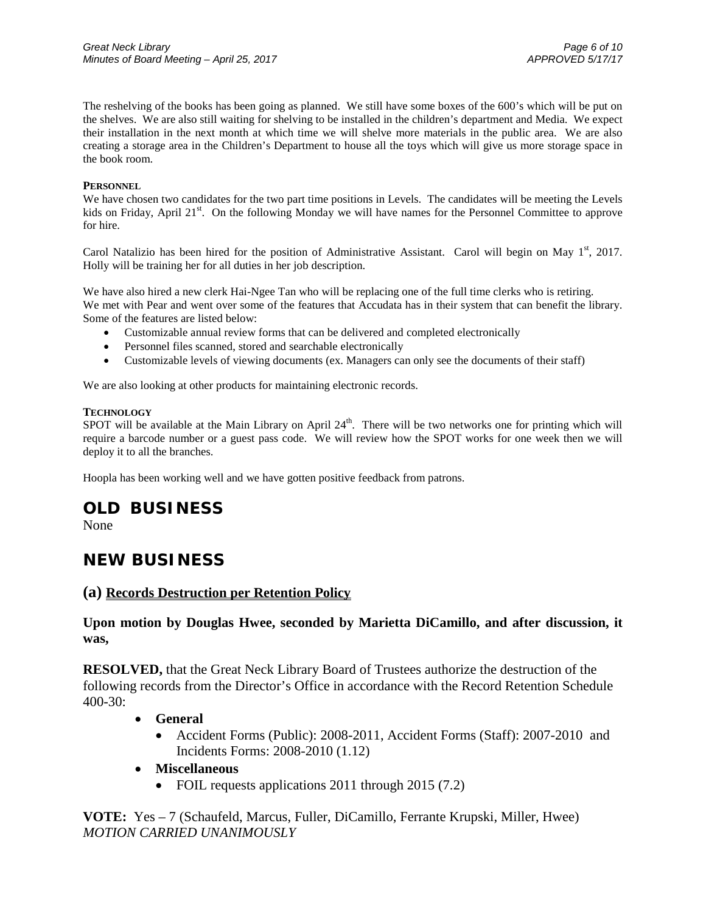The reshelving of the books has been going as planned. We still have some boxes of the 600's which will be put on the shelves. We are also still waiting for shelving to be installed in the children's department and Media. We expect their installation in the next month at which time we will shelve more materials in the public area. We are also creating a storage area in the Children's Department to house all the toys which will give us more storage space in the book room.

**PERSONNEL**

We have chosen two candidates for the two part time positions in Levels. The candidates will be meeting the Levels kids on Friday, April 21st. On the following Monday we will have names for the Personnel Committee to approve for hire.

Carol Natalizio has been hired for the position of Administrative Assistant. Carol will begin on May 1st, 2017. Holly will be training her for all duties in her job description.

We have also hired a new clerk Hai-Ngee Tan who will be replacing one of the full time clerks who is retiring. We met with Pear and went over some of the features that Accudata has in their system that can benefit the library. Some of the features are listed below:

- Customizable annual review forms that can be delivered and completed electronically
- Personnel files scanned, stored and searchable electronically
- Customizable levels of viewing documents (ex. Managers can only see the documents of their staff)

We are also looking at other products for maintaining electronic records.

**TECHNOLOGY**

SPOT will be available at the Main Library on April 24th. There will be two networks one for printing which will require a barcode number or a guest pass code. We will review how the SPOT works for one week then we will deploy it to all the branches.

Hoopla has been working well and we have gotten positive feedback from patrons.

## OLD BUSINESS

None

## NEW BUSINESS

### (a) Records Destruction per Retention Policy

**Upon motion by Douglas Hwee, seconded by Marietta DiCamillo, and after discussion, it was,**

**RESOLVED,** that the Great Neck Library Board of Trustees authorize the destruction of the following records from the Director's Office in accordance with the Record Retention Schedule 400-30:

- **General**
  - Accident Forms (Public): 2008-2011, Accident Forms (Staff): 2007-2010 and Incidents Forms: 2008-2010 (1.12)
- **Miscellaneous**
  - FOIL requests applications 2011 through 2015 (7.2)

**VOTE:** Yes – 7 (Schaufeld, Marcus, Fuller, DiCamillo, Ferrante Krupski, Miller, Hwee)
*MOTION CARRIED UNANIMOUSLY*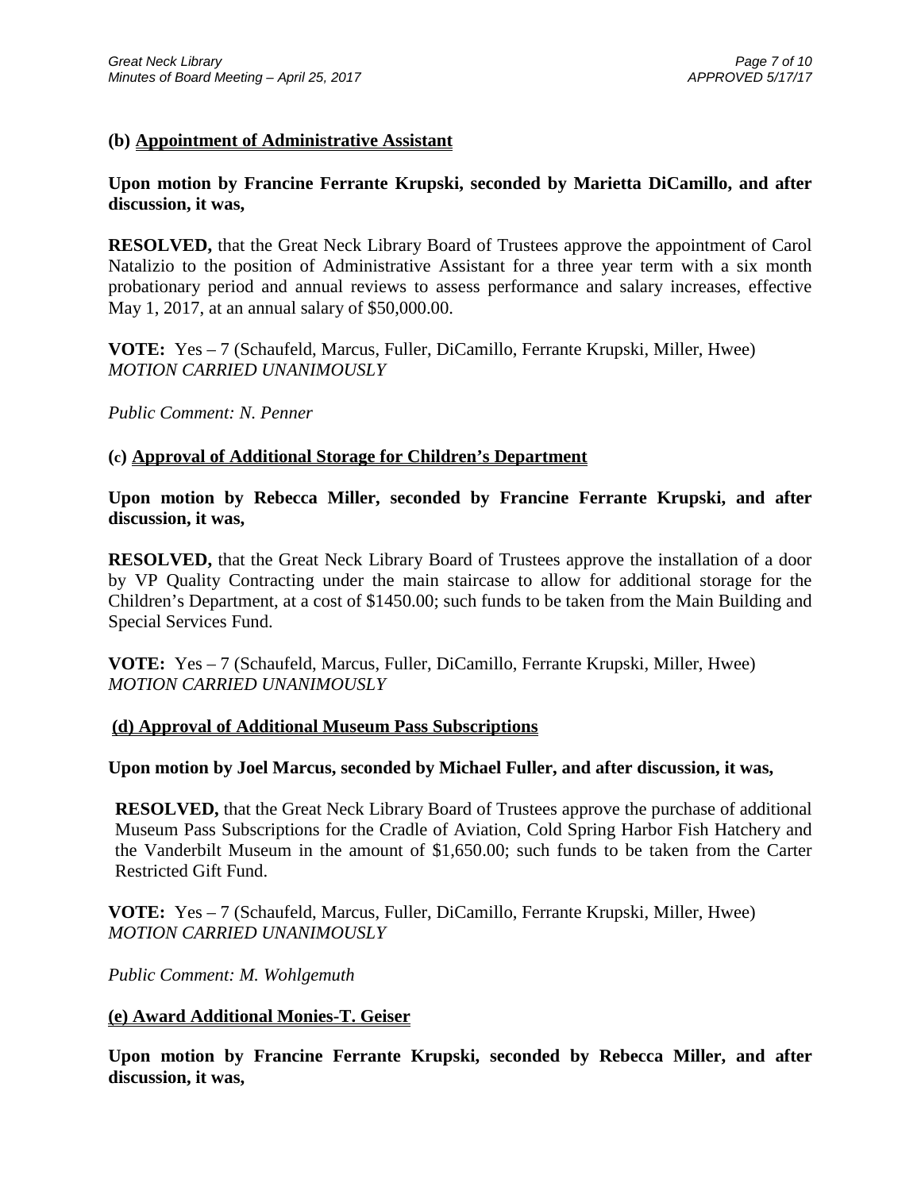### (b) Appointment of Administrative Assistant

**Upon motion by Francine Ferrante Krupski, seconded by Marietta DiCamillo, and after discussion, it was,**

**RESOLVED,** that the Great Neck Library Board of Trustees approve the appointment of Carol Natalizio to the position of Administrative Assistant for a three year term with a six month probationary period and annual reviews to assess performance and salary increases, effective May 1, 2017, at an annual salary of $50,000.00.

**VOTE:** Yes – 7 (Schaufeld, Marcus, Fuller, DiCamillo, Ferrante Krupski, Miller, Hwee)
*MOTION CARRIED UNANIMOUSLY*

*Public Comment: N. Penner*

### (c) Approval of Additional Storage for Children's Department

**Upon motion by Rebecca Miller, seconded by Francine Ferrante Krupski, and after discussion, it was,**

**RESOLVED,** that the Great Neck Library Board of Trustees approve the installation of a door by VP Quality Contracting under the main staircase to allow for additional storage for the Children's Department, at a cost of $1450.00; such funds to be taken from the Main Building and Special Services Fund.

**VOTE:** Yes – 7 (Schaufeld, Marcus, Fuller, DiCamillo, Ferrante Krupski, Miller, Hwee)
*MOTION CARRIED UNANIMOUSLY*

### (d) Approval of Additional Museum Pass Subscriptions

**Upon motion by Joel Marcus, seconded by Michael Fuller, and after discussion, it was,**

**RESOLVED,** that the Great Neck Library Board of Trustees approve the purchase of additional Museum Pass Subscriptions for the Cradle of Aviation, Cold Spring Harbor Fish Hatchery and the Vanderbilt Museum in the amount of $1,650.00; such funds to be taken from the Carter Restricted Gift Fund.

**VOTE:** Yes – 7 (Schaufeld, Marcus, Fuller, DiCamillo, Ferrante Krupski, Miller, Hwee)
*MOTION CARRIED UNANIMOUSLY*

*Public Comment: M. Wohlgemuth*

### (e) Award Additional Monies-T. Geiser

**Upon motion by Francine Ferrante Krupski, seconded by Rebecca Miller, and after discussion, it was,**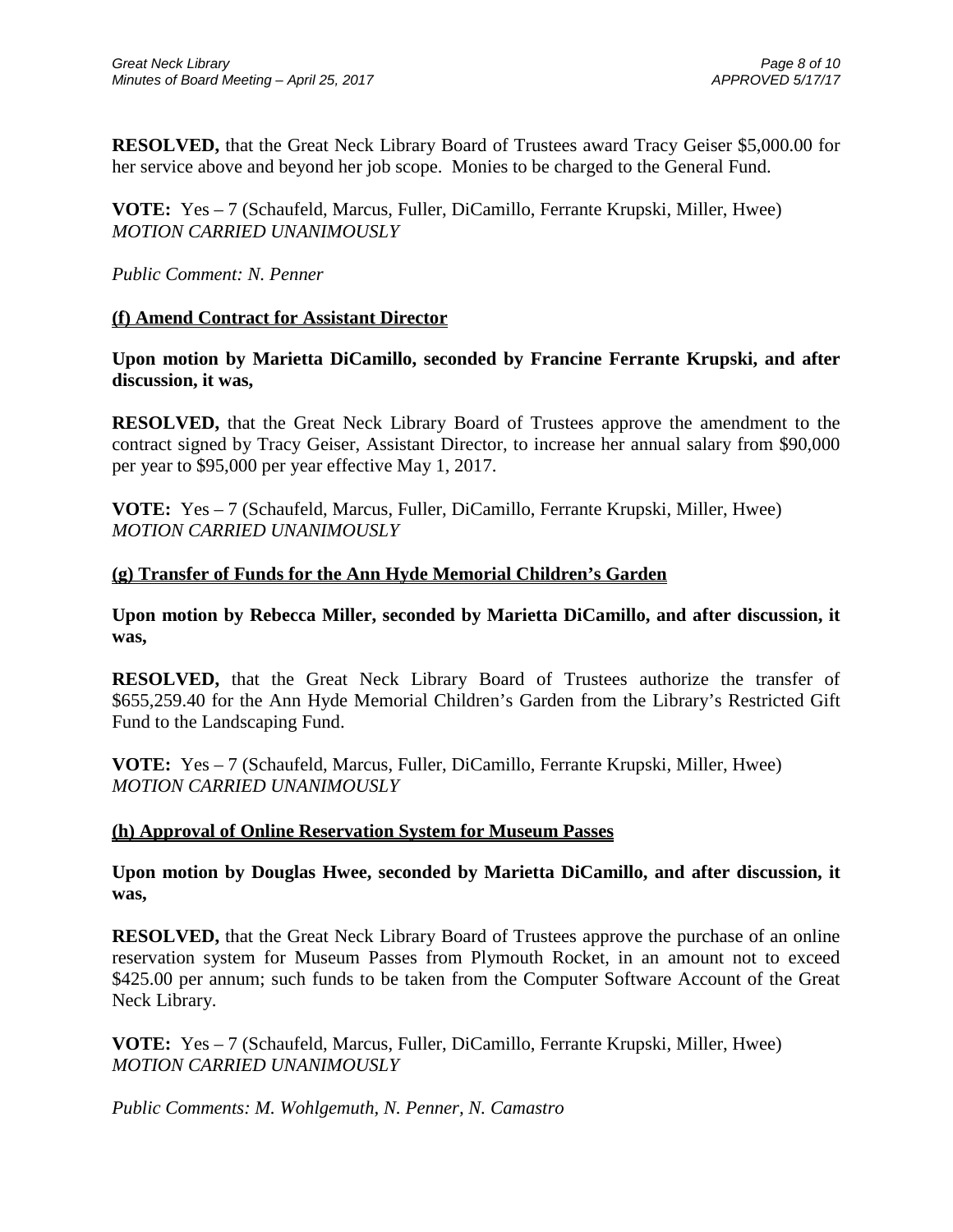**RESOLVED,** that the Great Neck Library Board of Trustees award Tracy Geiser $5,000.00 for her service above and beyond her job scope. Monies to be charged to the General Fund.

**VOTE:** Yes – 7 (Schaufeld, Marcus, Fuller, DiCamillo, Ferrante Krupski, Miller, Hwee)
*MOTION CARRIED UNANIMOUSLY*

*Public Comment: N. Penner*

**(f) Amend Contract for Assistant Director**

**Upon motion by Marietta DiCamillo, seconded by Francine Ferrante Krupski, and after discussion, it was,**

**RESOLVED,** that the Great Neck Library Board of Trustees approve the amendment to the contract signed by Tracy Geiser, Assistant Director, to increase her annual salary from $90,000 per year to $95,000 per year effective May 1, 2017.

**VOTE:** Yes – 7 (Schaufeld, Marcus, Fuller, DiCamillo, Ferrante Krupski, Miller, Hwee)
*MOTION CARRIED UNANIMOUSLY*

**(g) Transfer of Funds for the Ann Hyde Memorial Children's Garden**

**Upon motion by Rebecca Miller, seconded by Marietta DiCamillo, and after discussion, it was,**

**RESOLVED,** that the Great Neck Library Board of Trustees authorize the transfer of $655,259.40 for the Ann Hyde Memorial Children's Garden from the Library's Restricted Gift Fund to the Landscaping Fund.

**VOTE:** Yes – 7 (Schaufeld, Marcus, Fuller, DiCamillo, Ferrante Krupski, Miller, Hwee)
*MOTION CARRIED UNANIMOUSLY*

**(h) Approval of Online Reservation System for Museum Passes**

**Upon motion by Douglas Hwee, seconded by Marietta DiCamillo, and after discussion, it was,**

**RESOLVED,** that the Great Neck Library Board of Trustees approve the purchase of an online reservation system for Museum Passes from Plymouth Rocket, in an amount not to exceed $425.00 per annum; such funds to be taken from the Computer Software Account of the Great Neck Library.

**VOTE:** Yes – 7 (Schaufeld, Marcus, Fuller, DiCamillo, Ferrante Krupski, Miller, Hwee)
*MOTION CARRIED UNANIMOUSLY*

*Public Comments: M. Wohlgemuth, N. Penner, N. Camastro*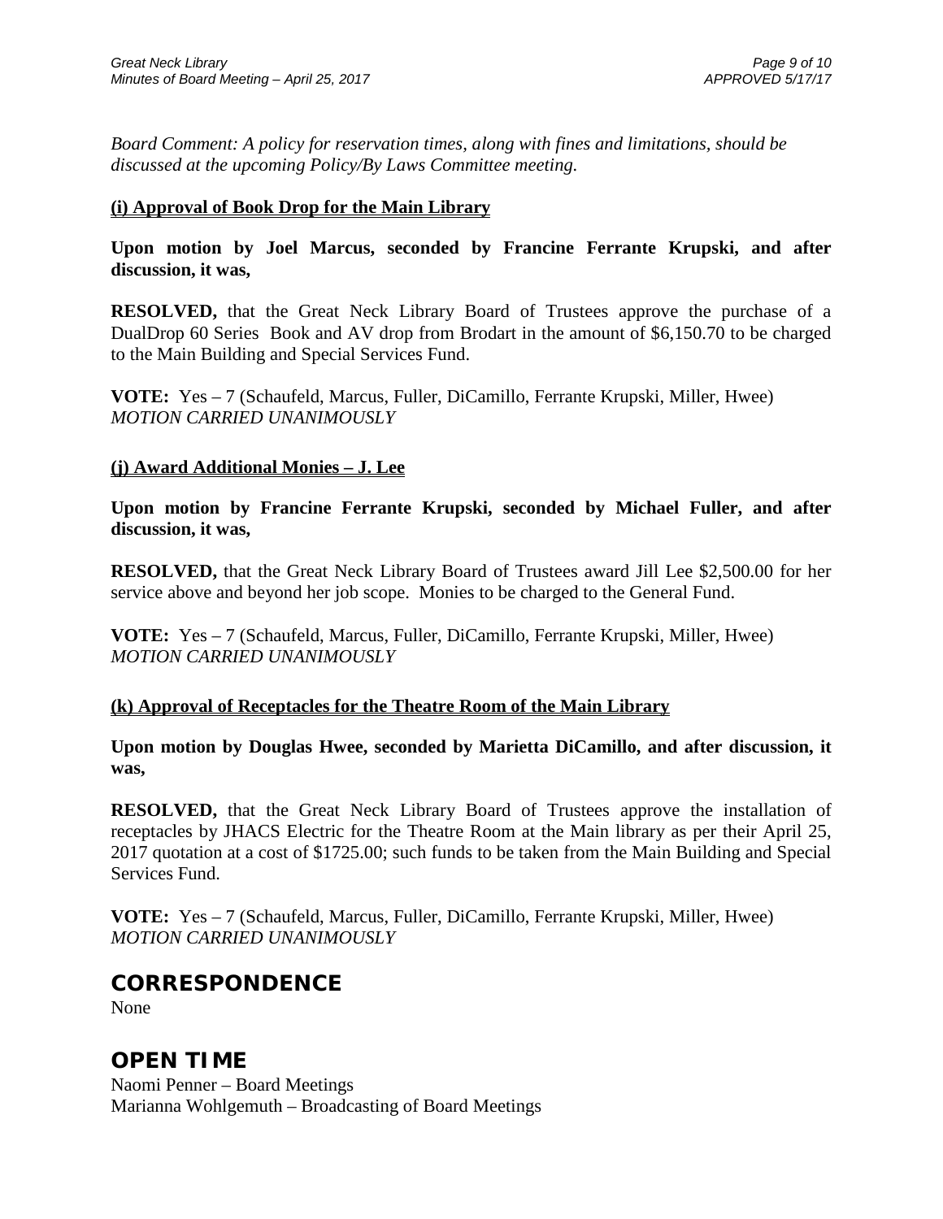*Board Comment: A policy for reservation times, along with fines and limitations, should be discussed at the upcoming Policy/By Laws Committee meeting.*

**(i) Approval of Book Drop for the Main Library**

**Upon motion by Joel Marcus, seconded by Francine Ferrante Krupski, and after discussion, it was,**

**RESOLVED,** that the Great Neck Library Board of Trustees approve the purchase of a DualDrop 60 Series Book and AV drop from Brodart in the amount of $6,150.70 to be charged to the Main Building and Special Services Fund.

**VOTE:** Yes – 7 (Schaufeld, Marcus, Fuller, DiCamillo, Ferrante Krupski, Miller, Hwee)
*MOTION CARRIED UNANIMOUSLY*

**(j) Award Additional Monies – J. Lee**

**Upon motion by Francine Ferrante Krupski, seconded by Michael Fuller, and after discussion, it was,**

**RESOLVED,** that the Great Neck Library Board of Trustees award Jill Lee $2,500.00 for her service above and beyond her job scope. Monies to be charged to the General Fund.

**VOTE:** Yes – 7 (Schaufeld, Marcus, Fuller, DiCamillo, Ferrante Krupski, Miller, Hwee)
*MOTION CARRIED UNANIMOUSLY*

**(k) Approval of Receptacles for the Theatre Room of the Main Library**

**Upon motion by Douglas Hwee, seconded by Marietta DiCamillo, and after discussion, it was,**

**RESOLVED,** that the Great Neck Library Board of Trustees approve the installation of receptacles by JHACS Electric for the Theatre Room at the Main library as per their April 25, 2017 quotation at a cost of $1725.00; such funds to be taken from the Main Building and Special Services Fund.

**VOTE:** Yes – 7 (Schaufeld, Marcus, Fuller, DiCamillo, Ferrante Krupski, Miller, Hwee)
*MOTION CARRIED UNANIMOUSLY*

## CORRESPONDENCE

None

## OPEN TIME

Naomi Penner – Board Meetings
Marianna Wohlgemuth – Broadcasting of Board Meetings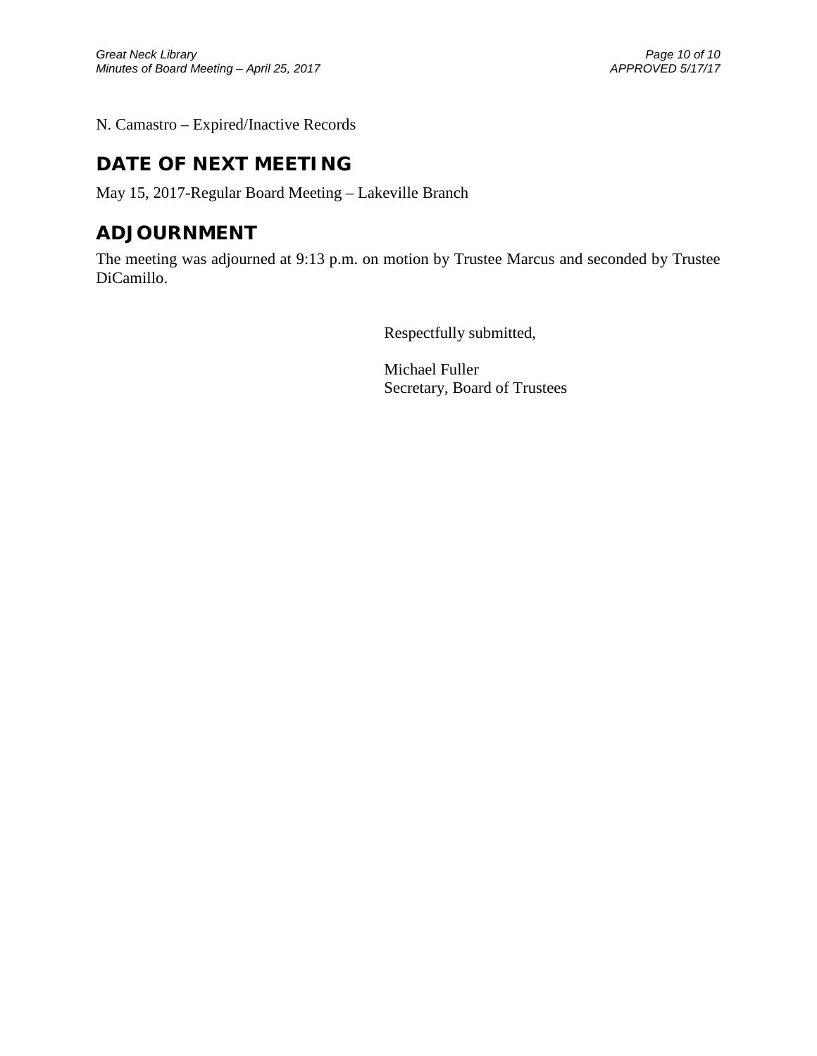N. Camastro – Expired/Inactive Records

## DATE OF NEXT MEETING

May 15, 2017-Regular Board Meeting – Lakeville Branch

## ADJOURNMENT

The meeting was adjourned at 9:13 p.m. on motion by Trustee Marcus and seconded by Trustee DiCamillo.

Respectfully submitted,

Michael Fuller
Secretary, Board of Trustees